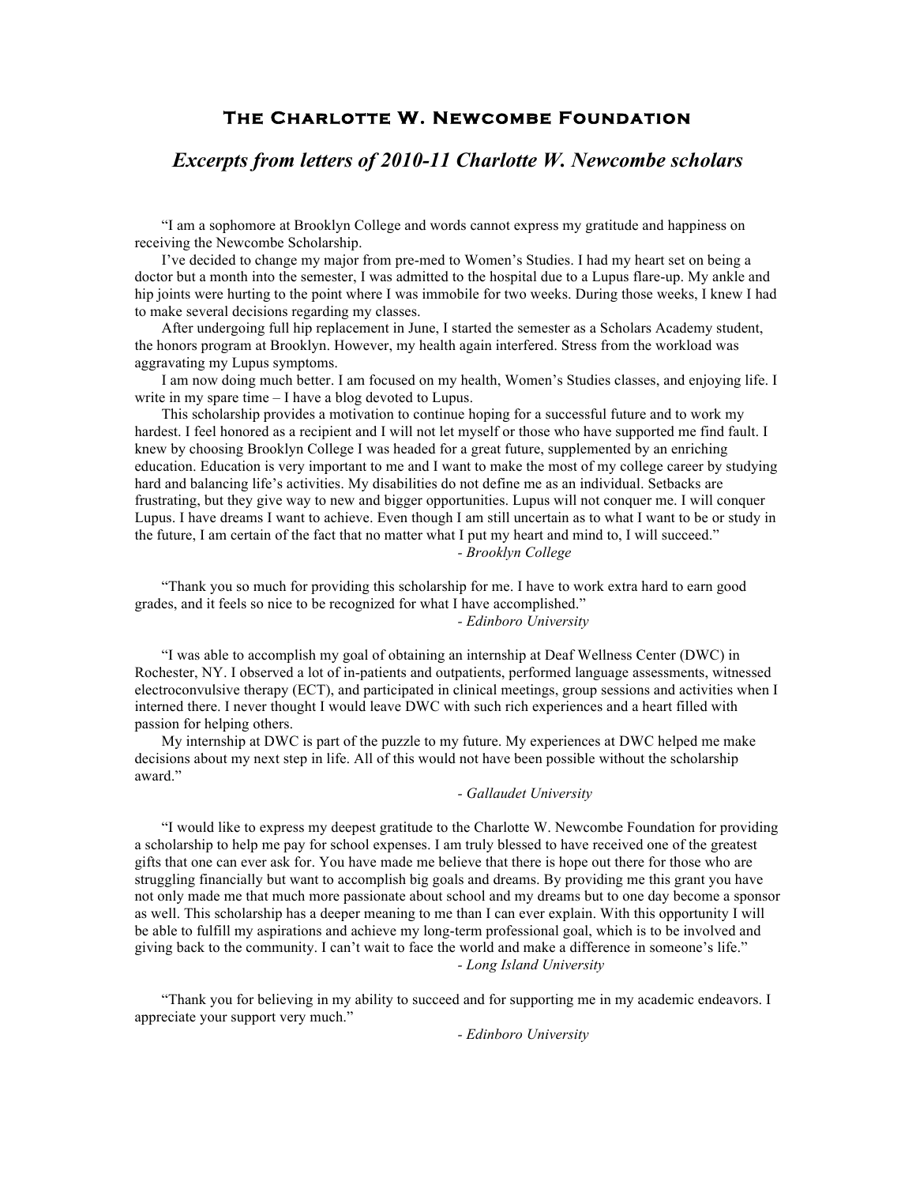# The Charlotte W. Newcombe Foundation

## *Excerpts from letters of 2010-11 Charlotte W. Newcombe scholars*

"I am a sophomore at Brooklyn College and words cannot express my gratitude and happiness on receiving the Newcombe Scholarship.

I've decided to change my major from pre-med to Women's Studies. I had my heart set on being a doctor but a month into the semester, I was admitted to the hospital due to a Lupus flare-up. My ankle and hip joints were hurting to the point where I was immobile for two weeks. During those weeks, I knew I had to make several decisions regarding my classes.

After undergoing full hip replacement in June, I started the semester as a Scholars Academy student, the honors program at Brooklyn. However, my health again interfered. Stress from the workload was aggravating my Lupus symptoms.

I am now doing much better. I am focused on my health, Women's Studies classes, and enjoying life. I write in my spare time – I have a blog devoted to Lupus.

This scholarship provides a motivation to continue hoping for a successful future and to work my hardest. I feel honored as a recipient and I will not let myself or those who have supported me find fault. I knew by choosing Brooklyn College I was headed for a great future, supplemented by an enriching education. Education is very important to me and I want to make the most of my college career by studying hard and balancing life's activities. My disabilities do not define me as an individual. Setbacks are frustrating, but they give way to new and bigger opportunities. Lupus will not conquer me. I will conquer Lupus. I have dreams I want to achieve. Even though I am still uncertain as to what I want to be or study in the future, I am certain of the fact that no matter what I put my heart and mind to, I will succeed."

*- Brooklyn College*

"Thank you so much for providing this scholarship for me. I have to work extra hard to earn good grades, and it feels so nice to be recognized for what I have accomplished."

*- Edinboro University*

"I was able to accomplish my goal of obtaining an internship at Deaf Wellness Center (DWC) in Rochester, NY. I observed a lot of in-patients and outpatients, performed language assessments, witnessed electroconvulsive therapy (ECT), and participated in clinical meetings, group sessions and activities when I interned there. I never thought I would leave DWC with such rich experiences and a heart filled with passion for helping others.

My internship at DWC is part of the puzzle to my future. My experiences at DWC helped me make decisions about my next step in life. All of this would not have been possible without the scholarship award."

*- Gallaudet University*

"I would like to express my deepest gratitude to the Charlotte W. Newcombe Foundation for providing a scholarship to help me pay for school expenses. I am truly blessed to have received one of the greatest gifts that one can ever ask for. You have made me believe that there is hope out there for those who are struggling financially but want to accomplish big goals and dreams. By providing me this grant you have not only made me that much more passionate about school and my dreams but to one day become a sponsor as well. This scholarship has a deeper meaning to me than I can ever explain. With this opportunity I will be able to fulfill my aspirations and achieve my long-term professional goal, which is to be involved and giving back to the community. I can't wait to face the world and make a difference in someone's life."

*- Long Island University*

"Thank you for believing in my ability to succeed and for supporting me in my academic endeavors. I appreciate your support very much."

*- Edinboro University*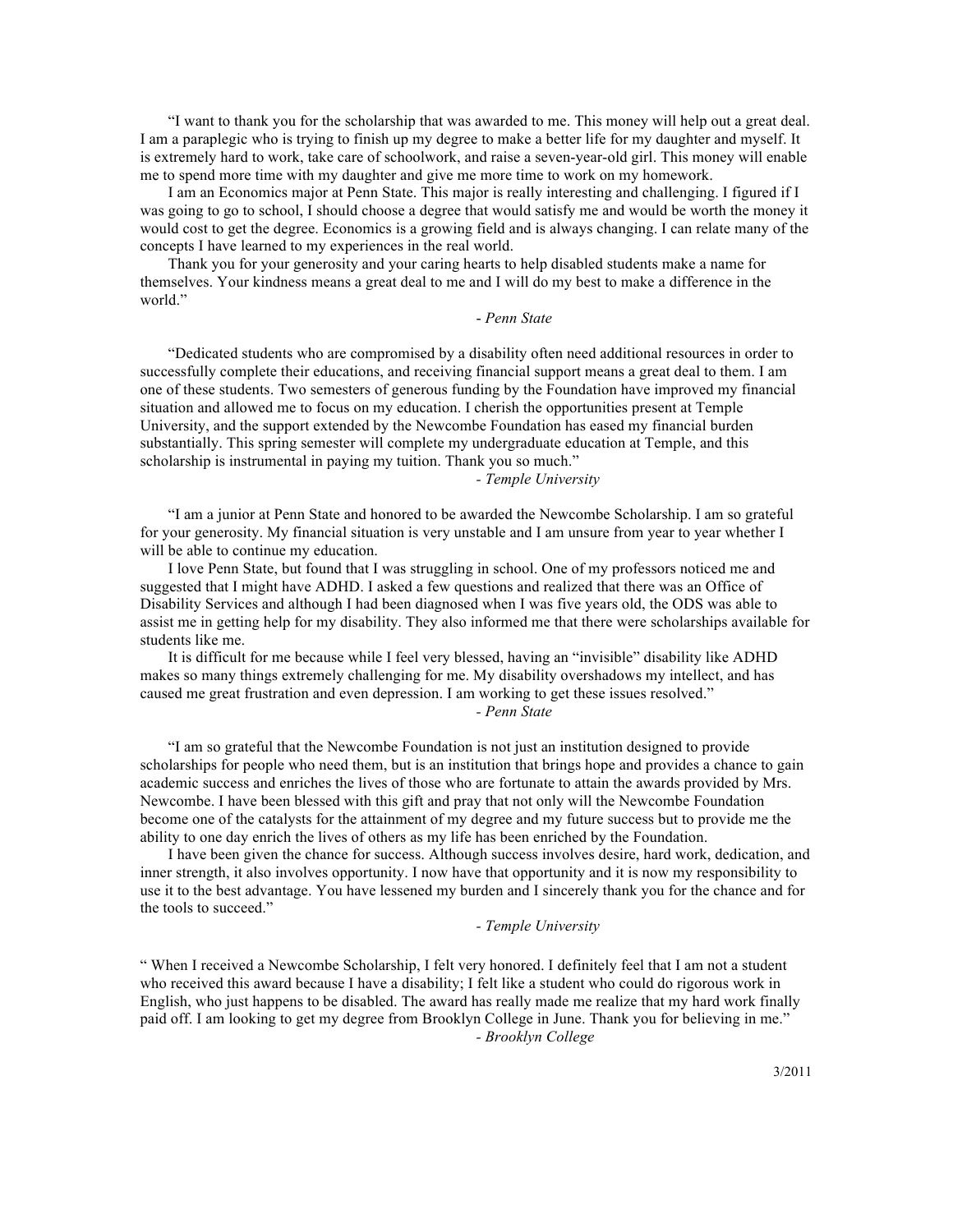"I want to thank you for the scholarship that was awarded to me. This money will help out a great deal. I am a paraplegic who is trying to finish up my degree to make a better life for my daughter and myself. It is extremely hard to work, take care of schoolwork, and raise a seven-year-old girl. This money will enable me to spend more time with my daughter and give me more time to work on my homework.

I am an Economics major at Penn State. This major is really interesting and challenging. I figured if I was going to go to school, I should choose a degree that would satisfy me and would be worth the money it would cost to get the degree. Economics is a growing field and is always changing. I can relate many of the concepts I have learned to my experiences in the real world.

Thank you for your generosity and your caring hearts to help disabled students make a name for themselves. Your kindness means a great deal to me and I will do my best to make a difference in the world."

*- Penn State*

"Dedicated students who are compromised by a disability often need additional resources in order to successfully complete their educations, and receiving financial support means a great deal to them. I am one of these students. Two semesters of generous funding by the Foundation have improved my financial situation and allowed me to focus on my education. I cherish the opportunities present at Temple University, and the support extended by the Newcombe Foundation has eased my financial burden substantially. This spring semester will complete my undergraduate education at Temple, and this scholarship is instrumental in paying my tuition. Thank you so much."

*- Temple University*

"I am a junior at Penn State and honored to be awarded the Newcombe Scholarship. I am so grateful for your generosity. My financial situation is very unstable and I am unsure from year to year whether I will be able to continue my education.

I love Penn State, but found that I was struggling in school. One of my professors noticed me and suggested that I might have ADHD. I asked a few questions and realized that there was an Office of Disability Services and although I had been diagnosed when I was five years old, the ODS was able to assist me in getting help for my disability. They also informed me that there were scholarships available for students like me.

It is difficult for me because while I feel very blessed, having an "invisible" disability like ADHD makes so many things extremely challenging for me. My disability overshadows my intellect, and has caused me great frustration and even depression. I am working to get these issues resolved."

*- Penn State*

"I am so grateful that the Newcombe Foundation is not just an institution designed to provide scholarships for people who need them, but is an institution that brings hope and provides a chance to gain academic success and enriches the lives of those who are fortunate to attain the awards provided by Mrs. Newcombe. I have been blessed with this gift and pray that not only will the Newcombe Foundation become one of the catalysts for the attainment of my degree and my future success but to provide me the ability to one day enrich the lives of others as my life has been enriched by the Foundation.

I have been given the chance for success. Although success involves desire, hard work, dedication, and inner strength, it also involves opportunity. I now have that opportunity and it is now my responsibility to use it to the best advantage. You have lessened my burden and I sincerely thank you for the chance and for the tools to succeed."

*- Temple University*

" When I received a Newcombe Scholarship, I felt very honored. I definitely feel that I am not a student who received this award because I have a disability; I felt like a student who could do rigorous work in English, who just happens to be disabled. The award has really made me realize that my hard work finally paid off. I am looking to get my degree from Brooklyn College in June. Thank you for believing in me."

*- Brooklyn College*

3/2011